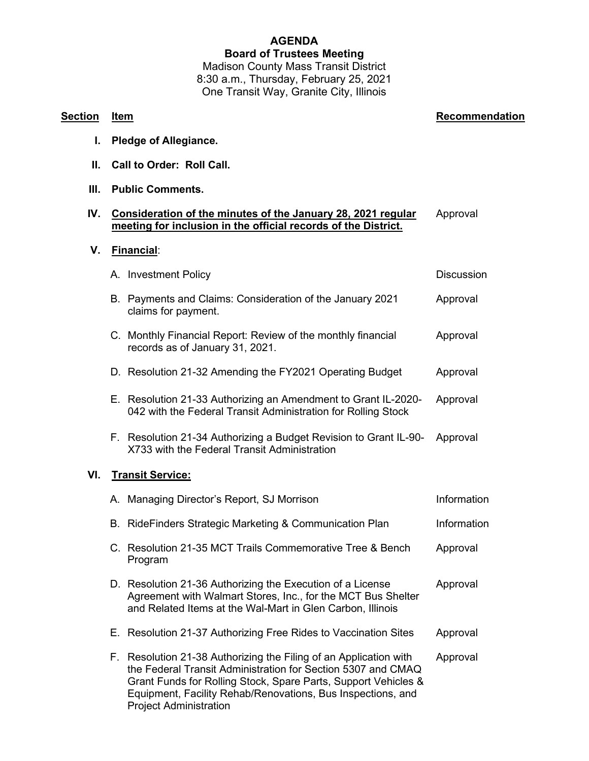# AGENDA

## Board of Trustees Meeting

Madison County Mass Transit District
8:30 a.m., Thursday, February 25, 2021
One Transit Way, Granite City, Illinois

| Section | Item | Recommendation |
|---|---|---|
| **I.** | **Pledge of Allegiance.** | |
| **II.** | **Call to Order: Roll Call.** | |
| **III.** | **Public Comments.** | |
| **IV.** | **Consideration of the minutes of the January 28, 2021 regular meeting for inclusion in the official records of the District.** | Approval |
| **V.** | **Financial**: | |
| | A. Investment Policy | Discussion |
| | B. Payments and Claims: Consideration of the January 2021 claims for payment. | Approval |
| | C. Monthly Financial Report: Review of the monthly financial records as of January 31, 2021. | Approval |
| | D. Resolution 21-32 Amending the FY2021 Operating Budget | Approval |
| | E. Resolution 21-33 Authorizing an Amendment to Grant IL-2020-042 with the Federal Transit Administration for Rolling Stock | Approval |
| | F. Resolution 21-34 Authorizing a Budget Revision to Grant IL-90-X733 with the Federal Transit Administration | Approval |
| **VI.** | **Transit Service:** | |
| | A. Managing Director's Report, SJ Morrison | Information |
| | B. RideFinders Strategic Marketing & Communication Plan | Information |
| | C. Resolution 21-35 MCT Trails Commemorative Tree & Bench Program | Approval |
| | D. Resolution 21-36 Authorizing the Execution of a License Agreement with Walmart Stores, Inc., for the MCT Bus Shelter and Related Items at the Wal-Mart in Glen Carbon, Illinois | Approval |
| | E. Resolution 21-37 Authorizing Free Rides to Vaccination Sites | Approval |
| | F. Resolution 21-38 Authorizing the Filing of an Application with the Federal Transit Administration for Section 5307 and CMAQ Grant Funds for Rolling Stock, Spare Parts, Support Vehicles & Equipment, Facility Rehab/Renovations, Bus Inspections, and Project Administration | Approval |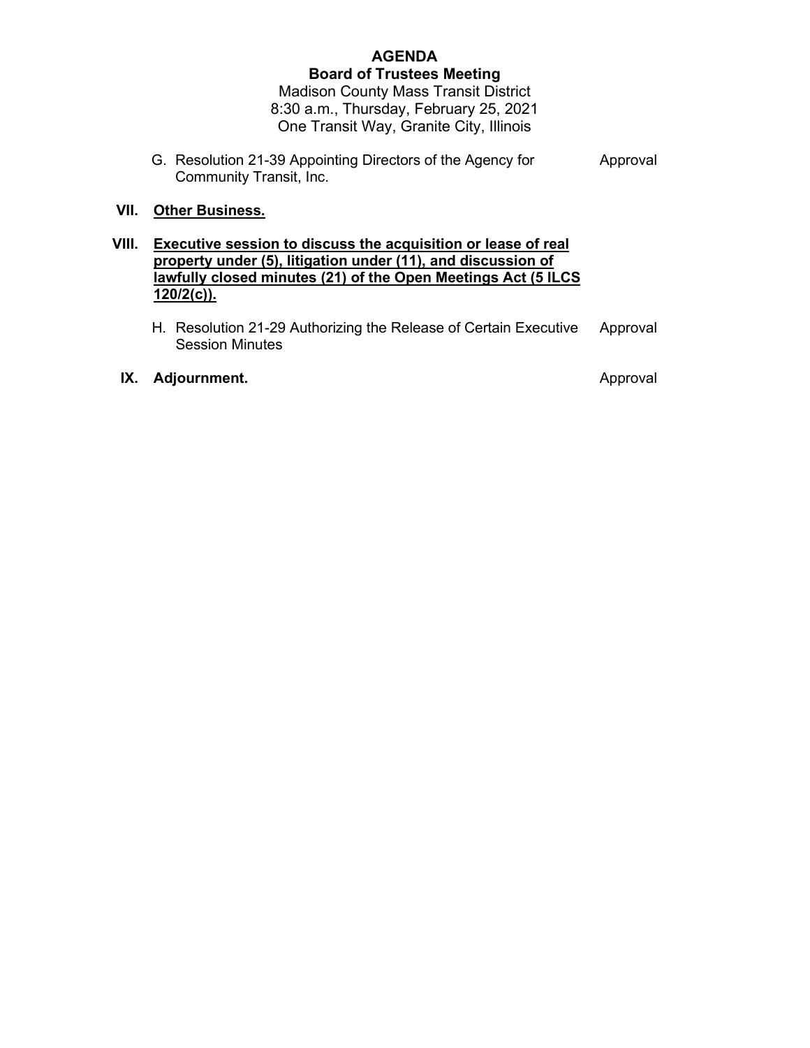**AGENDA**
**Board of Trustees Meeting**
Madison County Mass Transit District
8:30 a.m., Thursday, February 25, 2021
One Transit Way, Granite City, Illinois

G. Resolution 21-39 Appointing Directors of the Agency for Community Transit, Inc. — Approval

**VII. Other Business.**

**VIII. Executive session to discuss the acquisition or lease of real property under (5), litigation under (11), and discussion of lawfully closed minutes (21) of the Open Meetings Act (5 ILCS 120/2(c)).**

H. Resolution 21-29 Authorizing the Release of Certain Executive Session Minutes — Approval

**IX. Adjournment.** — Approval